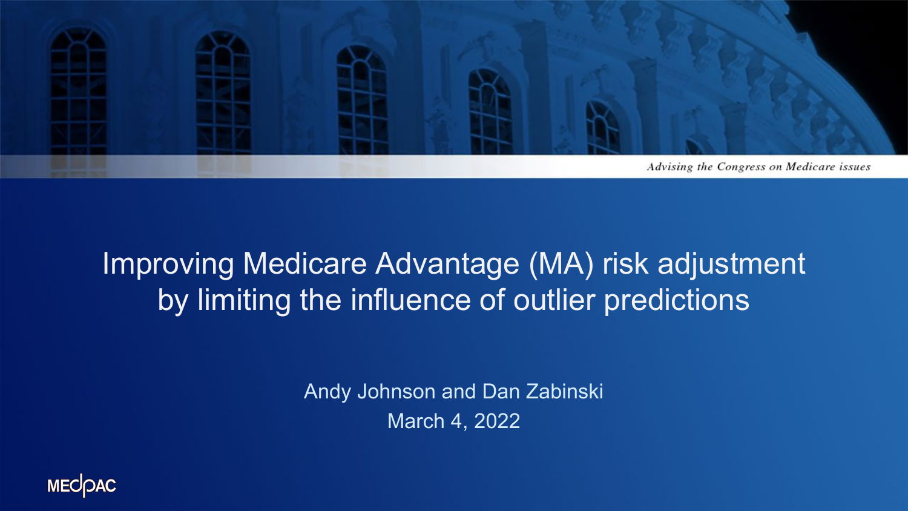Advising the Congress on Medicare issues

# Improving Medicare Advantage (MA) risk adjustment by limiting the influence of outlier predictions

Andy Johnson and Dan Zabinski

March 4, 2022

MEDPAC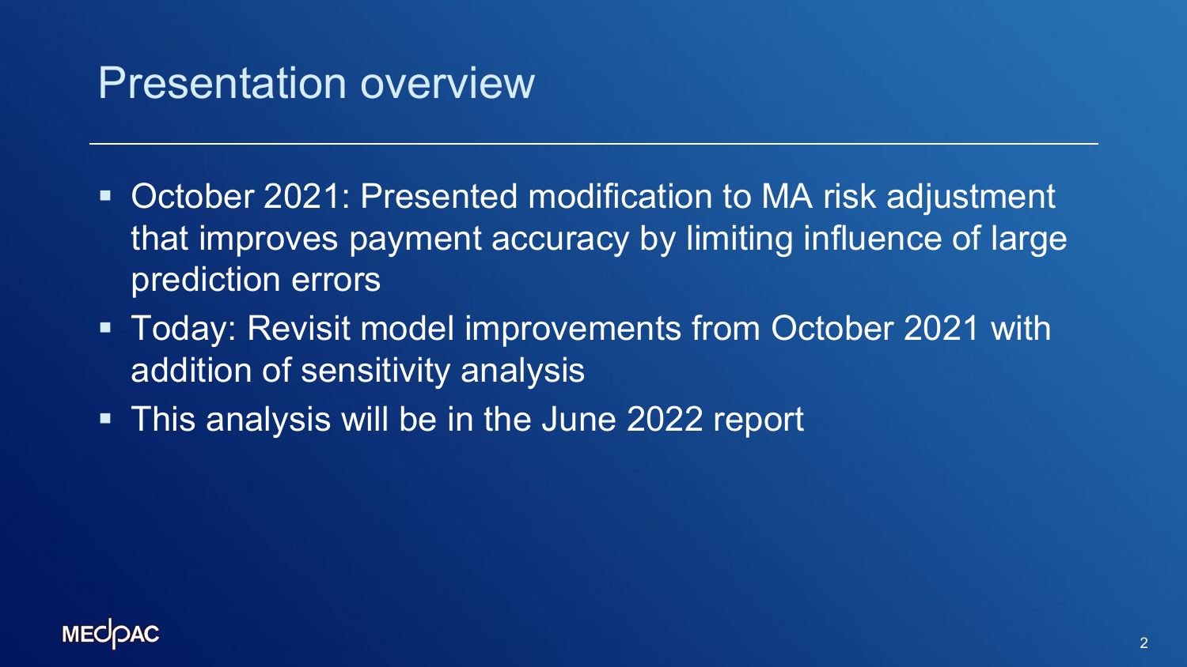# Presentation overview

- October 2021: Presented modification to MA risk adjustment that improves payment accuracy by limiting influence of large prediction errors
- Today: Revisit model improvements from October 2021 with addition of sensitivity analysis
- This analysis will be in the June 2022 report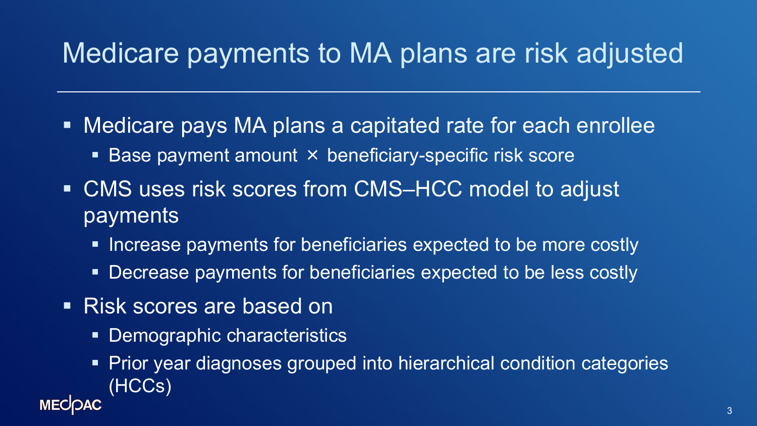# Medicare payments to MA plans are risk adjusted

- Medicare pays MA plans a capitated rate for each enrollee
  - Base payment amount × beneficiary-specific risk score
- CMS uses risk scores from CMS–HCC model to adjust payments
  - Increase payments for beneficiaries expected to be more costly
  - Decrease payments for beneficiaries expected to be less costly
- Risk scores are based on
  - Demographic characteristics
  - Prior year diagnoses grouped into hierarchical condition categories (HCCs)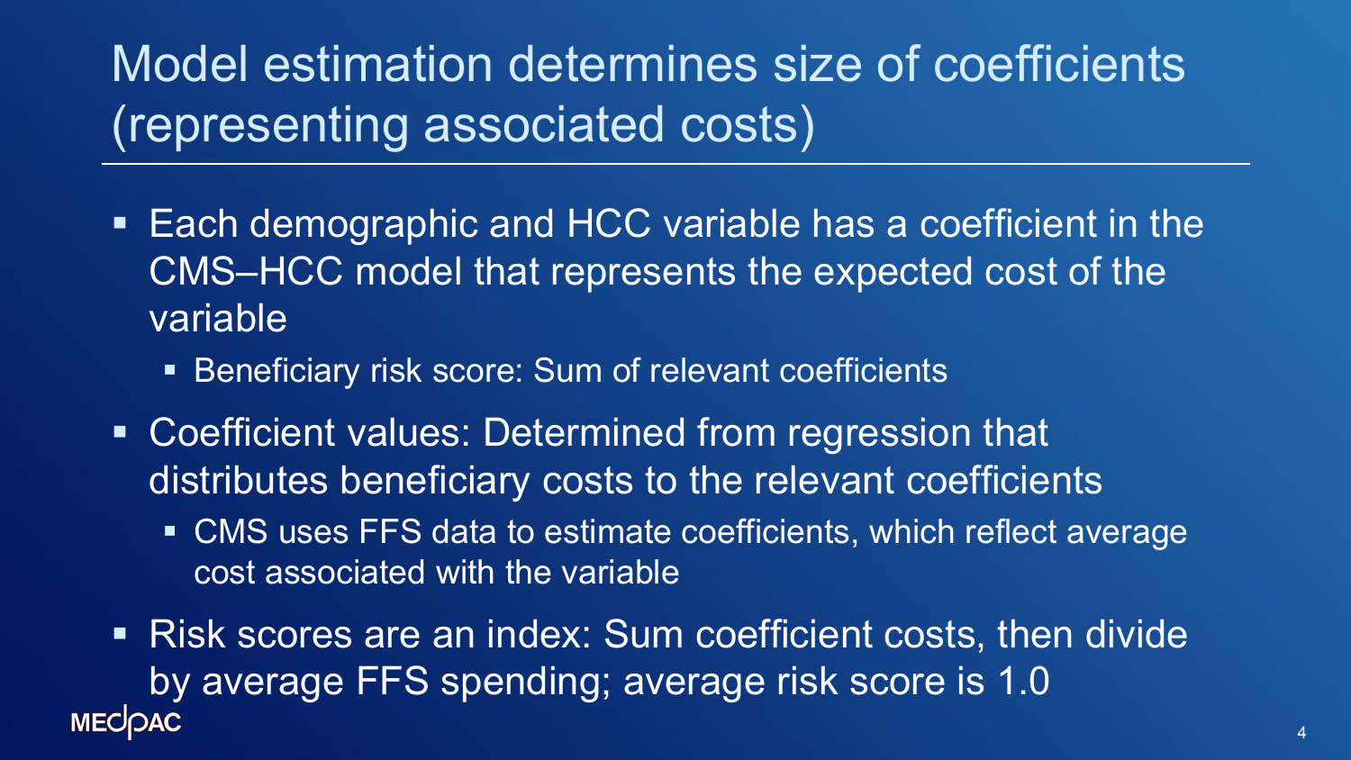# Model estimation determines size of coefficients (representing associated costs)

- Each demographic and HCC variable has a coefficient in the CMS–HCC model that represents the expected cost of the variable
  - Beneficiary risk score: Sum of relevant coefficients
- Coefficient values: Determined from regression that distributes beneficiary costs to the relevant coefficients
  - CMS uses FFS data to estimate coefficients, which reflect average cost associated with the variable
- Risk scores are an index: Sum coefficient costs, then divide by average FFS spending; average risk score is 1.0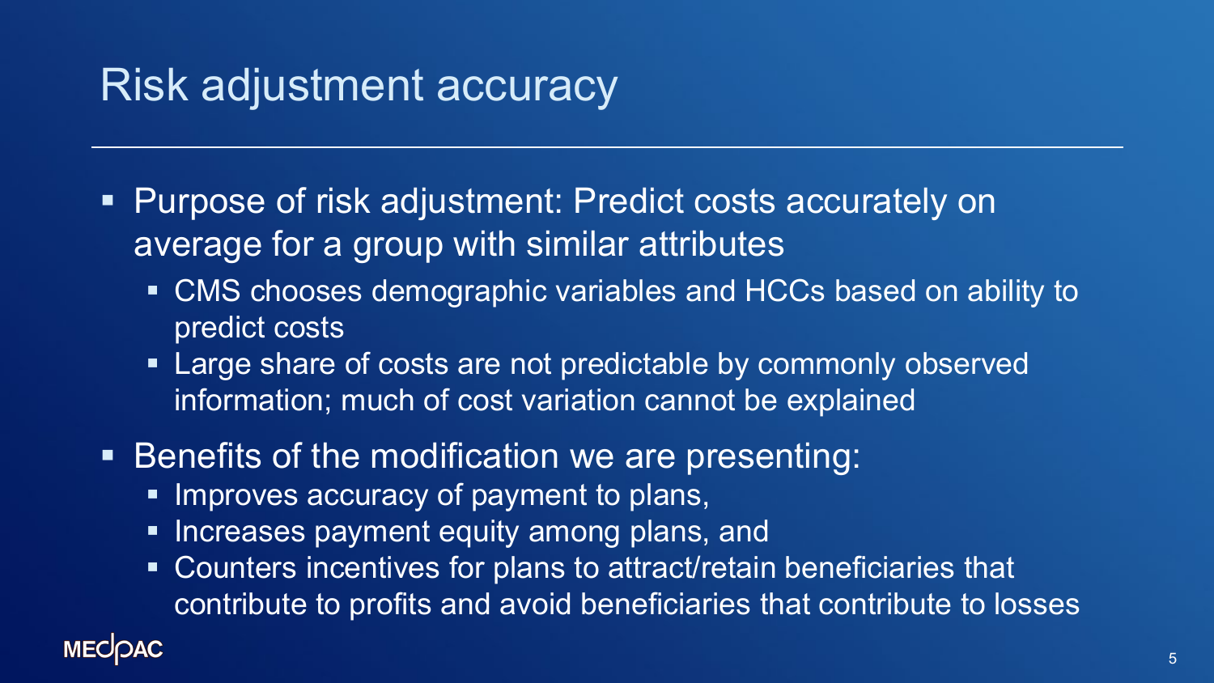# Risk adjustment accuracy

- Purpose of risk adjustment: Predict costs accurately on average for a group with similar attributes
  - CMS chooses demographic variables and HCCs based on ability to predict costs
  - Large share of costs are not predictable by commonly observed information; much of cost variation cannot be explained
- Benefits of the modification we are presenting:
  - Improves accuracy of payment to plans,
  - Increases payment equity among plans, and
  - Counters incentives for plans to attract/retain beneficiaries that contribute to profits and avoid beneficiaries that contribute to losses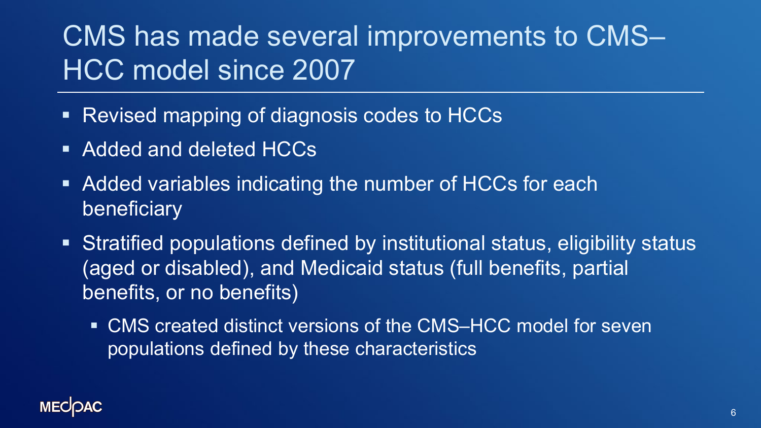# CMS has made several improvements to CMS–HCC model since 2007

- Revised mapping of diagnosis codes to HCCs
- Added and deleted HCCs
- Added variables indicating the number of HCCs for each beneficiary
- Stratified populations defined by institutional status, eligibility status (aged or disabled), and Medicaid status (full benefits, partial benefits, or no benefits)
  - CMS created distinct versions of the CMS–HCC model for seven populations defined by these characteristics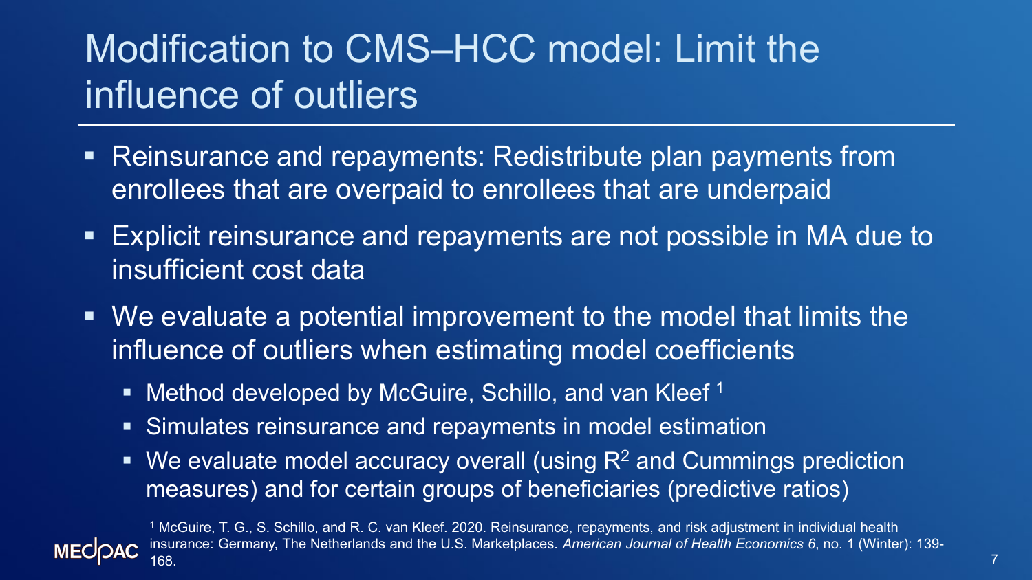# Modification to CMS–HCC model: Limit the influence of outliers

- Reinsurance and repayments: Redistribute plan payments from enrollees that are overpaid to enrollees that are underpaid
- Explicit reinsurance and repayments are not possible in MA due to insufficient cost data
- We evaluate a potential improvement to the model that limits the influence of outliers when estimating model coefficients
  - Method developed by McGuire, Schillo, and van Kleef [1]
  - Simulates reinsurance and repayments in model estimation
  - We evaluate model accuracy overall (using $R^2$ and Cummings prediction measures) and for certain groups of beneficiaries (predictive ratios)

[1] McGuire, T. G., S. Schillo, and R. C. van Kleef. 2020. Reinsurance, repayments, and risk adjustment in individual health insurance: Germany, The Netherlands and the U.S. Marketplaces. *American Journal of Health Economics 6*, no. 1 (Winter): 139-168.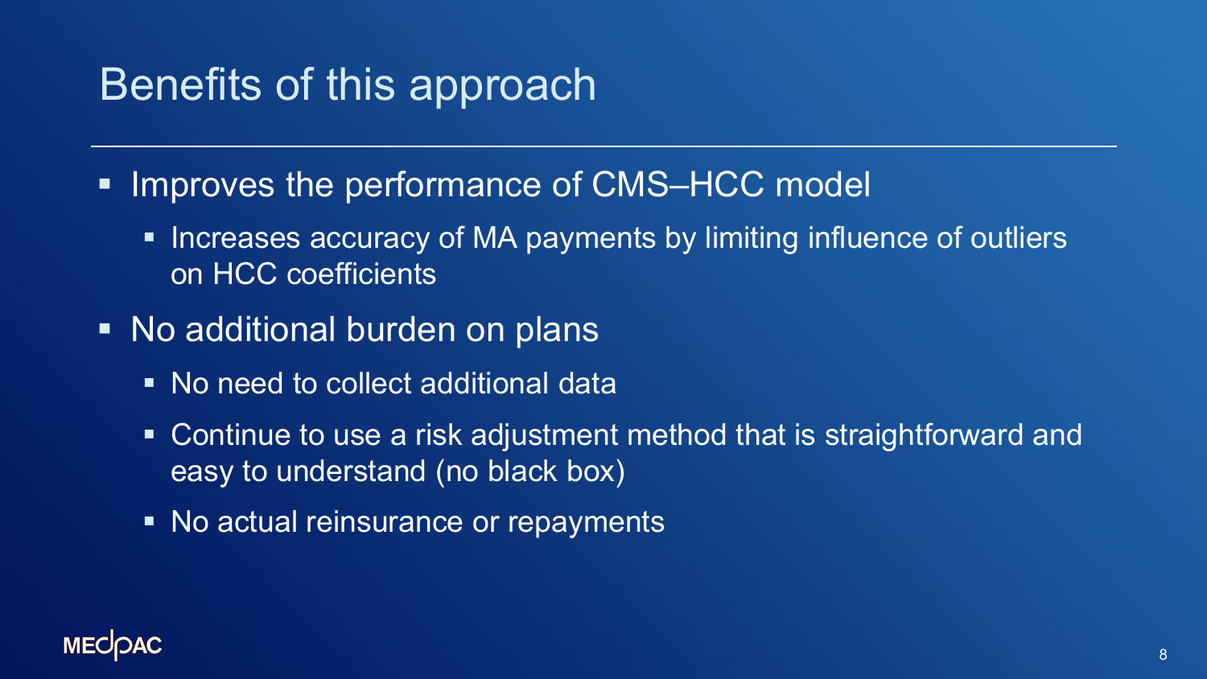# Benefits of this approach

- Improves the performance of CMS–HCC model
  - Increases accuracy of MA payments by limiting influence of outliers on HCC coefficients
- No additional burden on plans
  - No need to collect additional data
  - Continue to use a risk adjustment method that is straightforward and easy to understand (no black box)
  - No actual reinsurance or repayments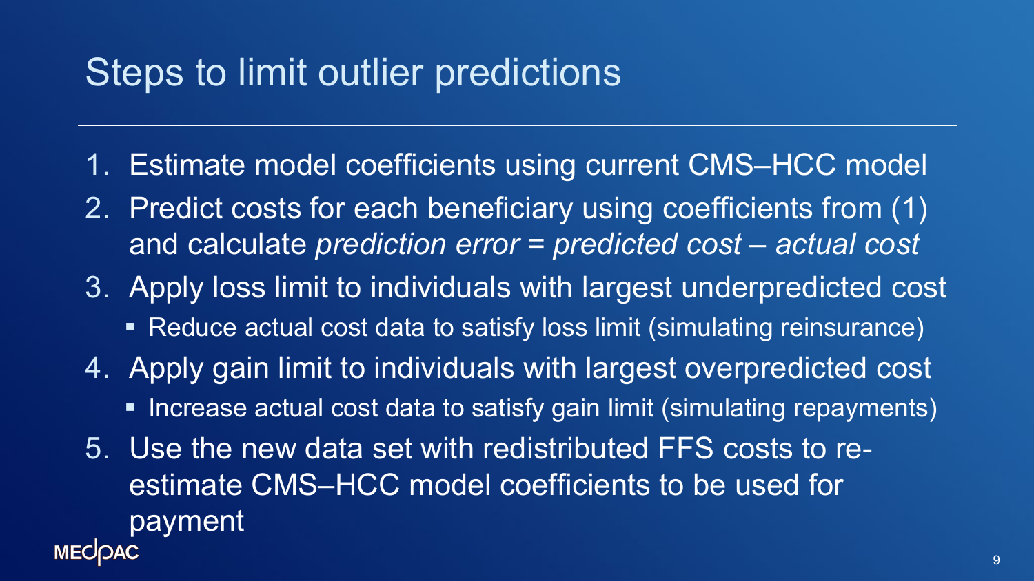# Steps to limit outlier predictions

1. Estimate model coefficients using current CMS–HCC model
2. Predict costs for each beneficiary using coefficients from (1) and calculate *prediction error* = *predicted cost* – *actual cost*
3. Apply loss limit to individuals with largest underpredicted cost
   - Reduce actual cost data to satisfy loss limit (simulating reinsurance)
4. Apply gain limit to individuals with largest overpredicted cost
   - Increase actual cost data to satisfy gain limit (simulating repayments)
5. Use the new data set with redistributed FFS costs to re-estimate CMS–HCC model coefficients to be used for payment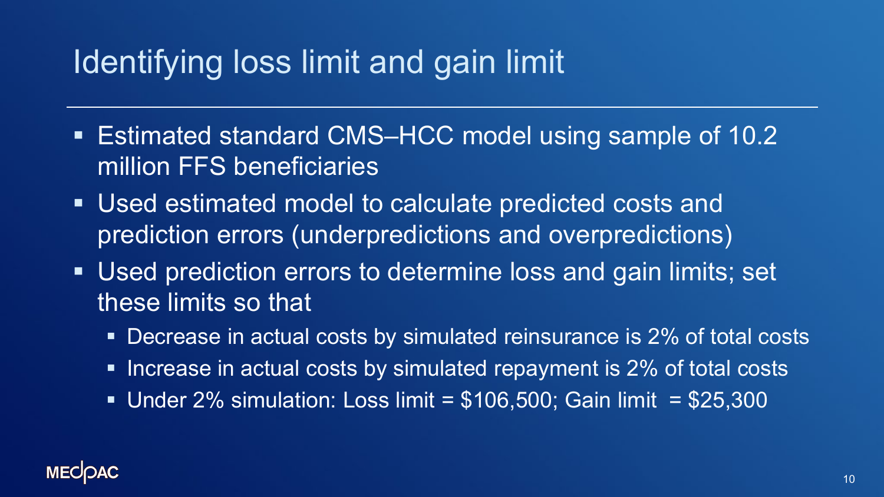# Identifying loss limit and gain limit

- Estimated standard CMS–HCC model using sample of 10.2 million FFS beneficiaries
- Used estimated model to calculate predicted costs and prediction errors (underpredictions and overpredictions)
- Used prediction errors to determine loss and gain limits; set these limits so that
  - Decrease in actual costs by simulated reinsurance is 2% of total costs
  - Increase in actual costs by simulated repayment is 2% of total costs
  - Under 2% simulation: Loss limit = $106,500; Gain limit = $25,300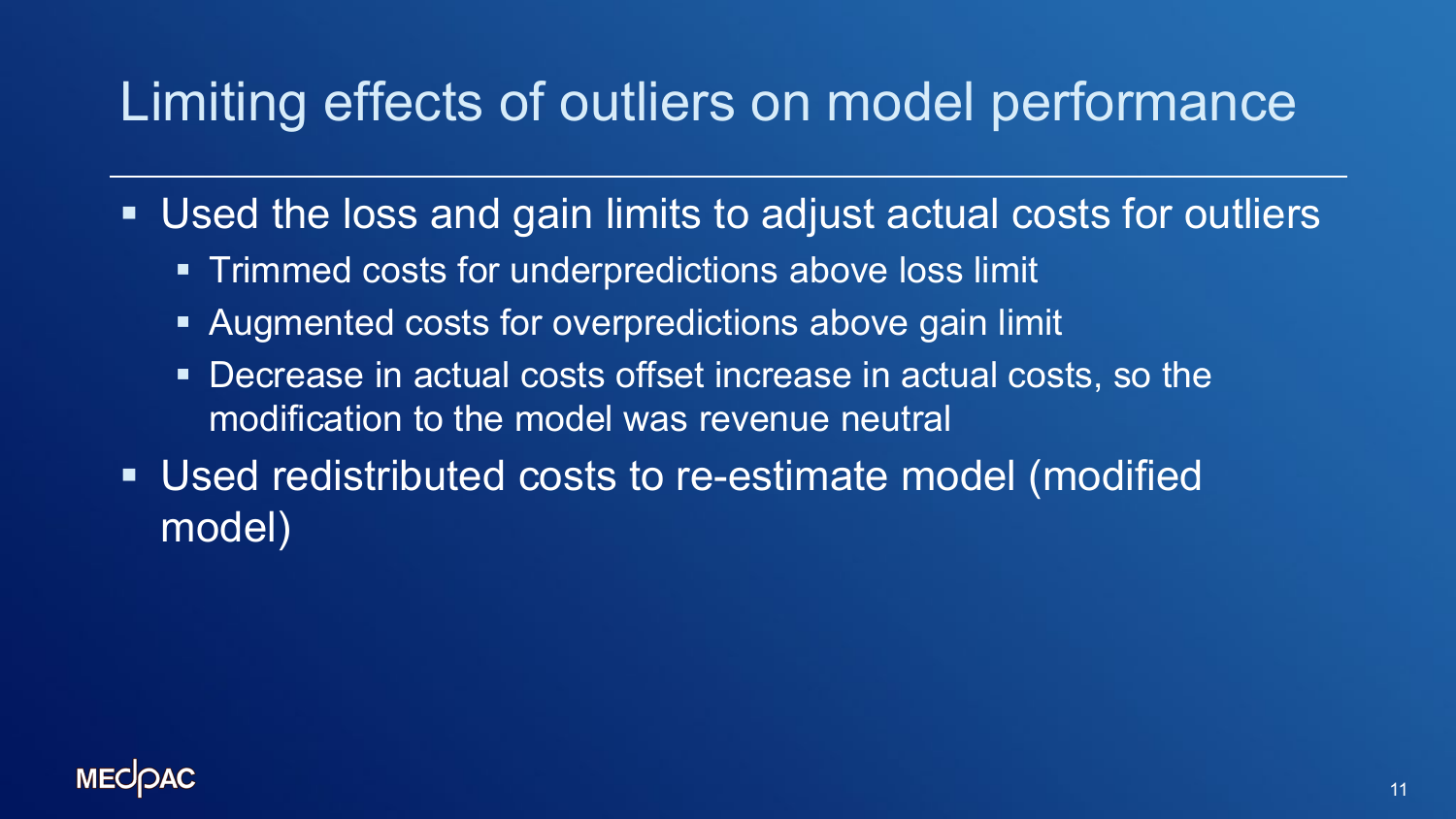# Limiting effects of outliers on model performance

- Used the loss and gain limits to adjust actual costs for outliers
  - Trimmed costs for underpredictions above loss limit
  - Augmented costs for overpredictions above gain limit
  - Decrease in actual costs offset increase in actual costs, so the modification to the model was revenue neutral
- Used redistributed costs to re-estimate model (modified model)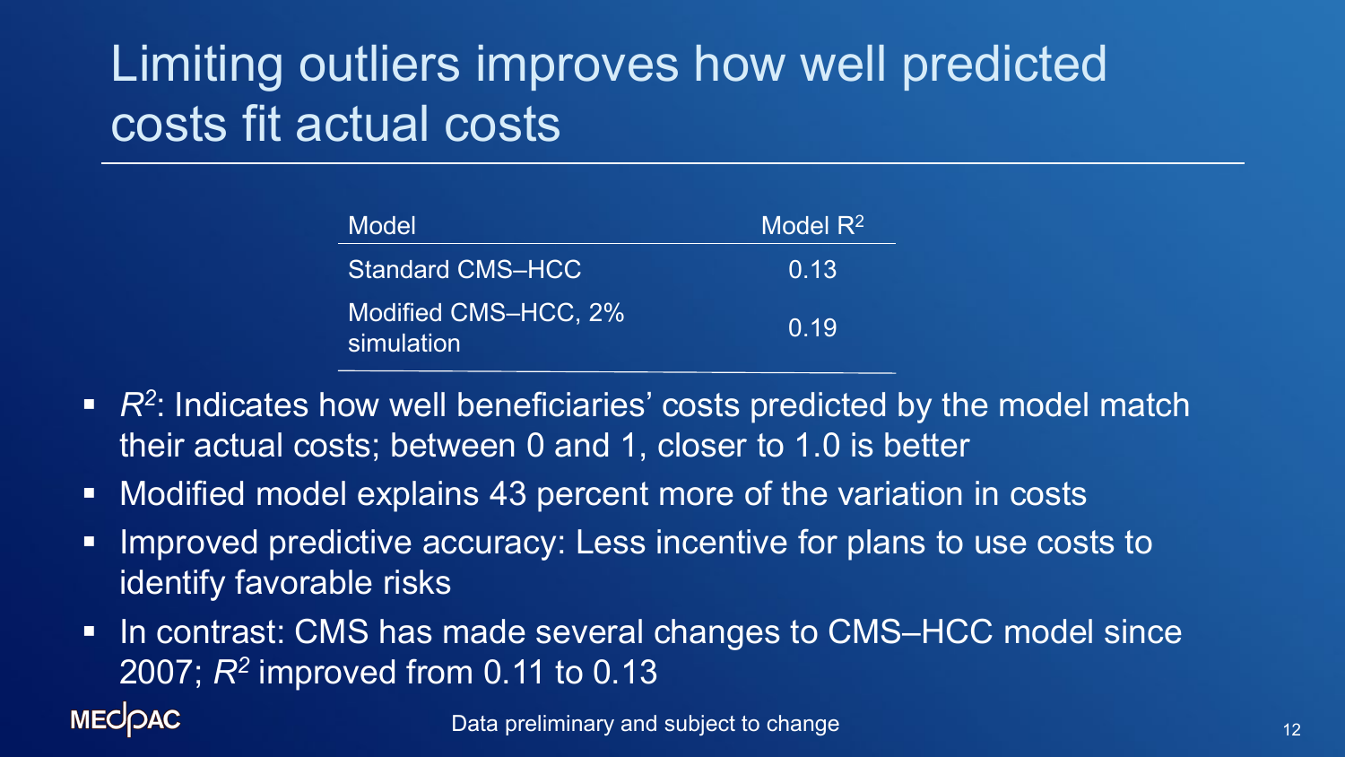# Limiting outliers improves how well predicted costs fit actual costs

| Model | Model $R^2$ |
| --- | --- |
| Standard CMS–HCC | 0.13 |
| Modified CMS–HCC, 2% simulation | 0.19 |

- *$R^2$*: Indicates how well beneficiaries' costs predicted by the model match their actual costs; between 0 and 1, closer to 1.0 is better
- Modified model explains 43 percent more of the variation in costs
- Improved predictive accuracy: Less incentive for plans to use costs to identify favorable risks
- In contrast: CMS has made several changes to CMS–HCC model since 2007; *$R^2$* improved from 0.11 to 0.13

Data preliminary and subject to change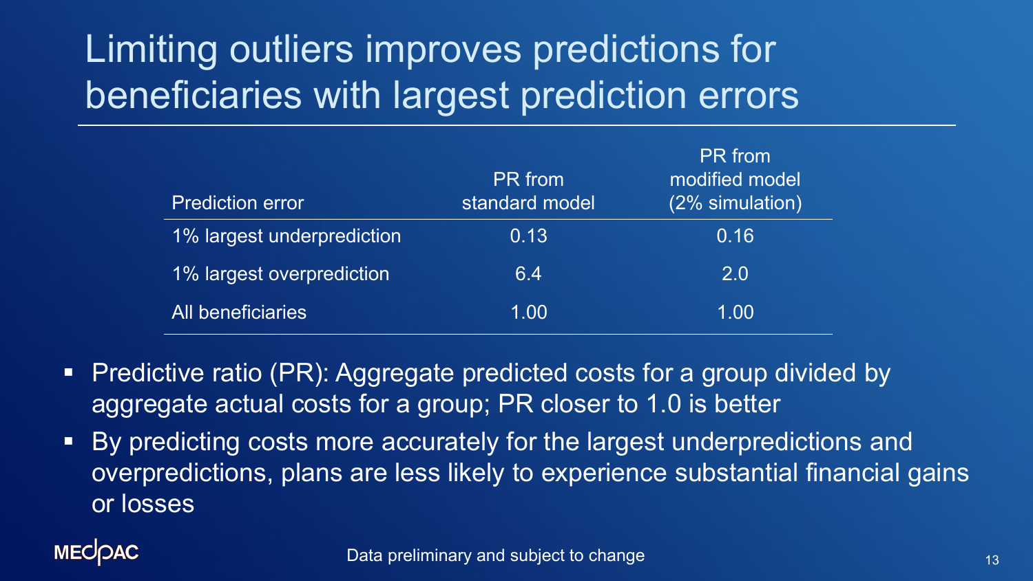# Limiting outliers improves predictions for beneficiaries with largest prediction errors

| Prediction error | PR from standard model | PR from modified model (2% simulation) |
|---|---|---|
| 1% largest underprediction | 0.13 | 0.16 |
| 1% largest overprediction | 6.4 | 2.0 |
| All beneficiaries | 1.00 | 1.00 |

- Predictive ratio (PR): Aggregate predicted costs for a group divided by aggregate actual costs for a group; PR closer to 1.0 is better
- By predicting costs more accurately for the largest underpredictions and overpredictions, plans are less likely to experience substantial financial gains or losses

Data preliminary and subject to change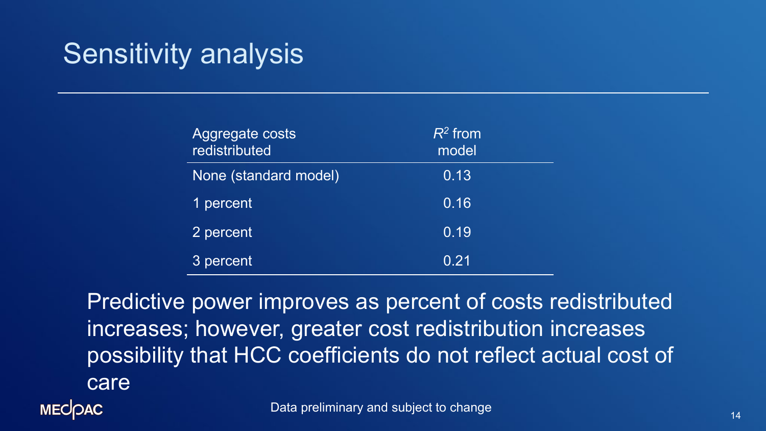# Sensitivity analysis

| Aggregate costs redistributed | $R^2$ from model |
|---|---|
| None (standard model) | 0.13 |
| 1 percent | 0.16 |
| 2 percent | 0.19 |
| 3 percent | 0.21 |

Predictive power improves as percent of costs redistributed increases; however, greater cost redistribution increases possibility that HCC coefficients do not reflect actual cost of care

Data preliminary and subject to change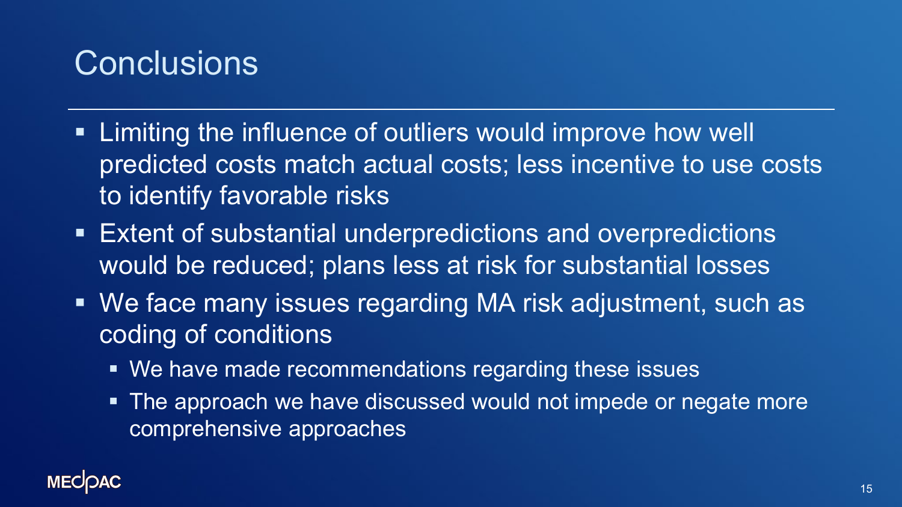# Conclusions

- Limiting the influence of outliers would improve how well predicted costs match actual costs; less incentive to use costs to identify favorable risks
- Extent of substantial underpredictions and overpredictions would be reduced; plans less at risk for substantial losses
- We face many issues regarding MA risk adjustment, such as coding of conditions
  - We have made recommendations regarding these issues
  - The approach we have discussed would not impede or negate more comprehensive approaches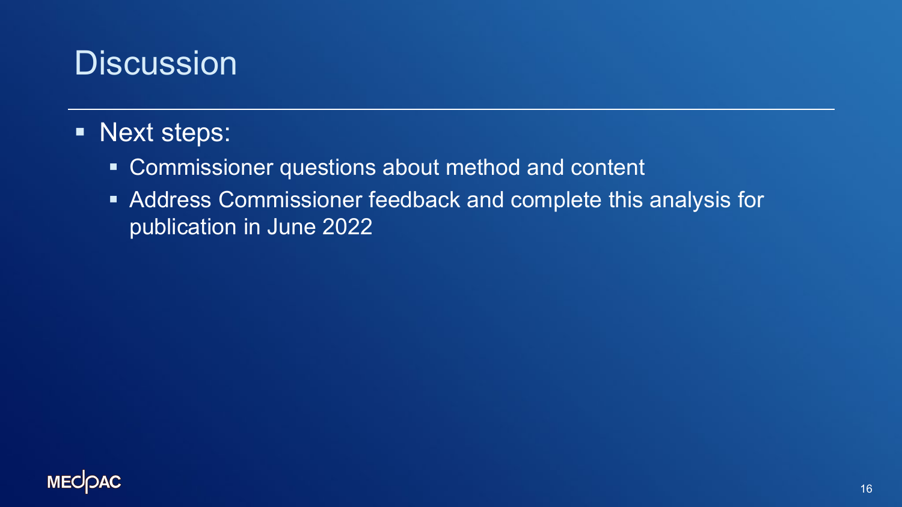# Discussion

- Next steps:
  - Commissioner questions about method and content
  - Address Commissioner feedback and complete this analysis for publication in June 2022